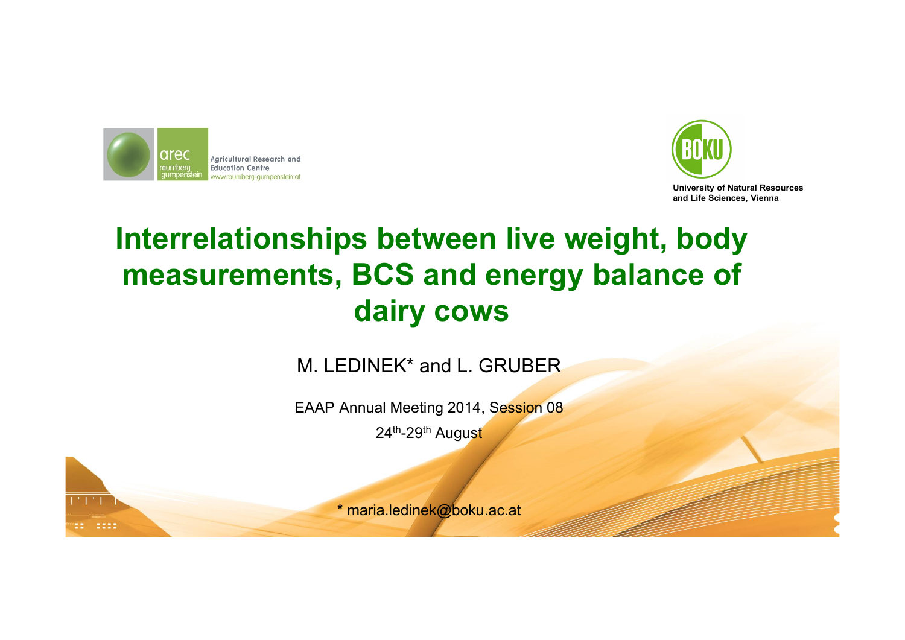arec raumberg gumpenstein — Agricultural Research and Education Centre — www.raumberg-gumpenstein.at

BOKU — University of Natural Resources and Life Sciences, Vienna

# Interrelationships between live weight, body measurements, BCS and energy balance of dairy cows

M. LEDINEK* and L. GRUBER

EAAP Annual Meeting 2014, Session 08

24th-29th August

\* maria.ledinek@boku.ac.at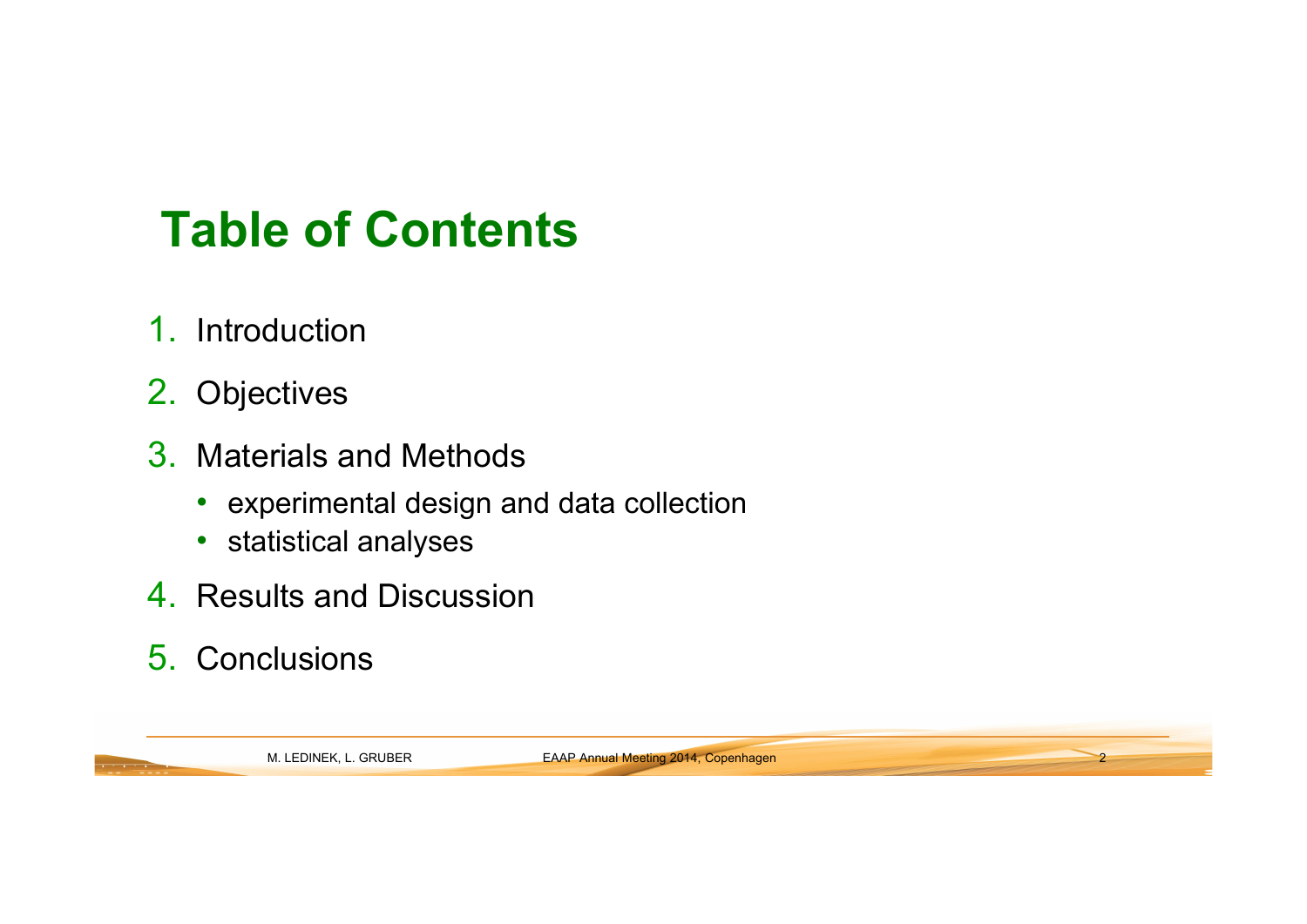# Table of Contents

1. Introduction
2. Objectives
3. Materials and Methods
   - experimental design and data collection
   - statistical analyses
4. Results and Discussion
5. Conclusions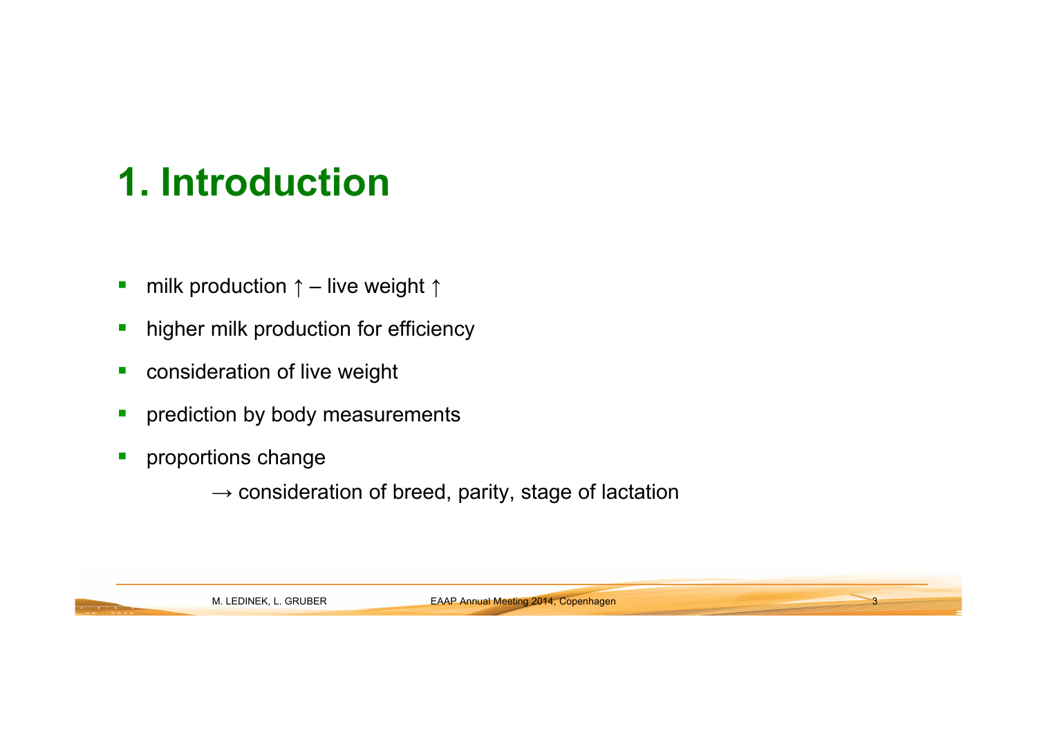# 1. Introduction

- milk production ↑ – live weight ↑
- higher milk production for efficiency
- consideration of live weight
- prediction by body measurements
- proportions change

  → consideration of breed, parity, stage of lactation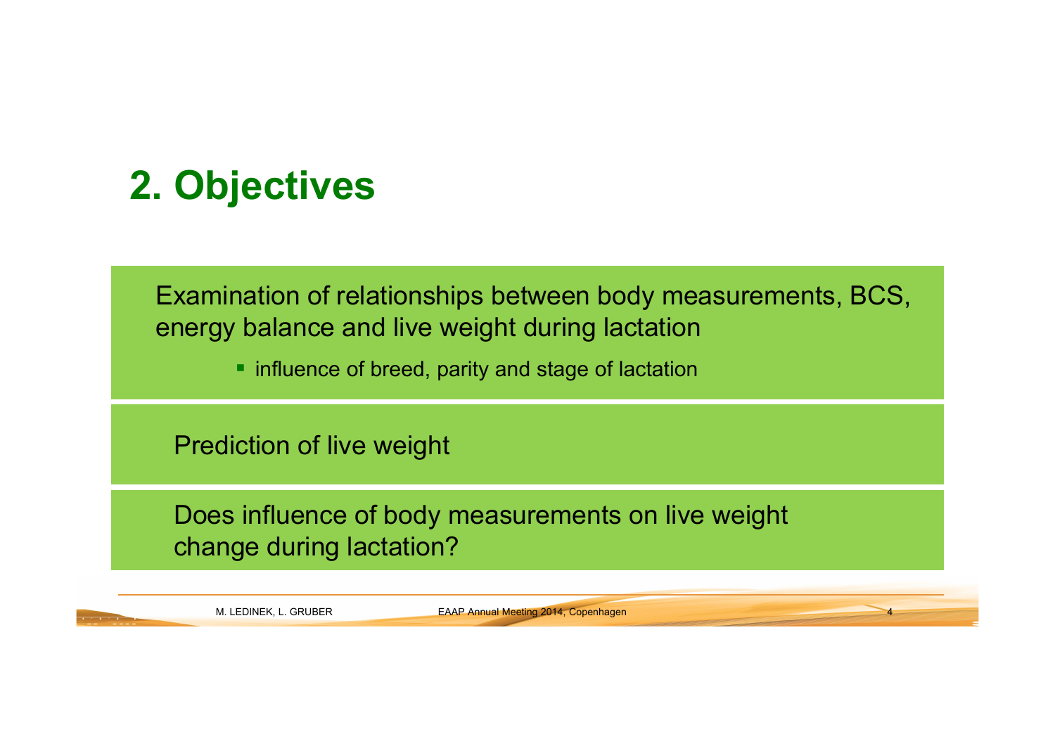## 2. Objectives

Examination of relationships between body measurements, BCS, energy balance and live weight during lactation

- influence of breed, parity and stage of lactation

Prediction of live weight

Does influence of body measurements on live weight change during lactation?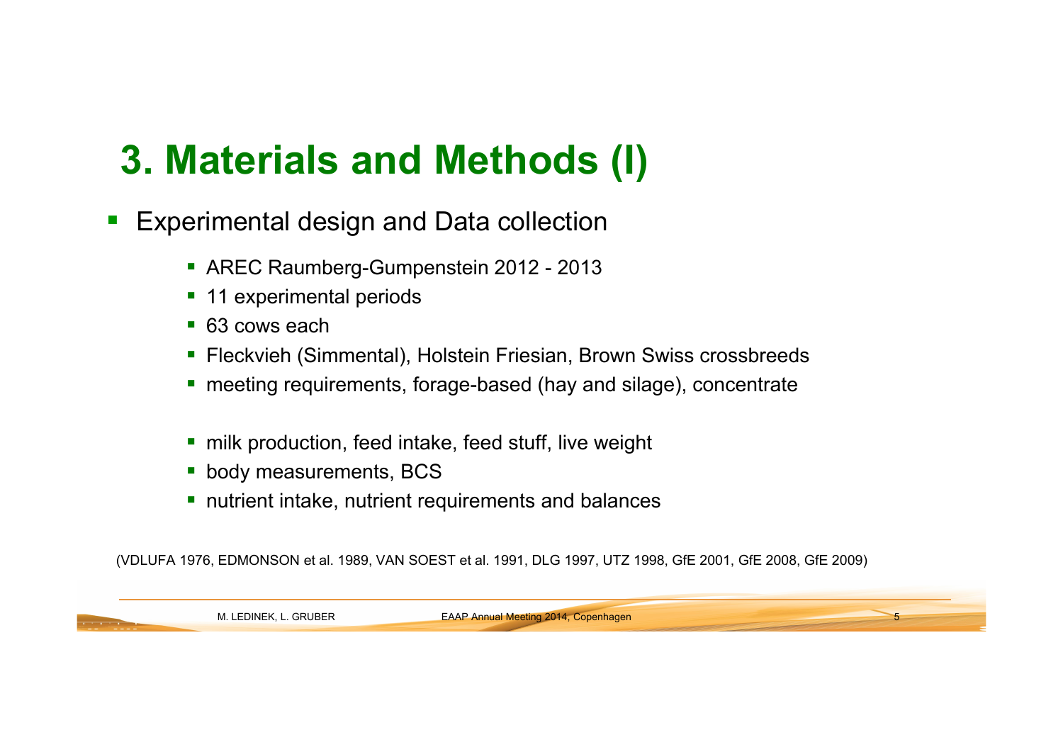# 3. Materials and Methods (I)

- Experimental design and Data collection
  - AREC Raumberg-Gumpenstein 2012 - 2013
  - 11 experimental periods
  - 63 cows each
  - Fleckvieh (Simmental), Holstein Friesian, Brown Swiss crossbreeds
  - meeting requirements, forage-based (hay and silage), concentrate

  - milk production, feed intake, feed stuff, live weight
  - body measurements, BCS
  - nutrient intake, nutrient requirements and balances

(VDLUFA 1976, EDMONSON et al. 1989, VAN SOEST et al. 1991, DLG 1997, UTZ 1998, GfE 2001, GfE 2008, GfE 2009)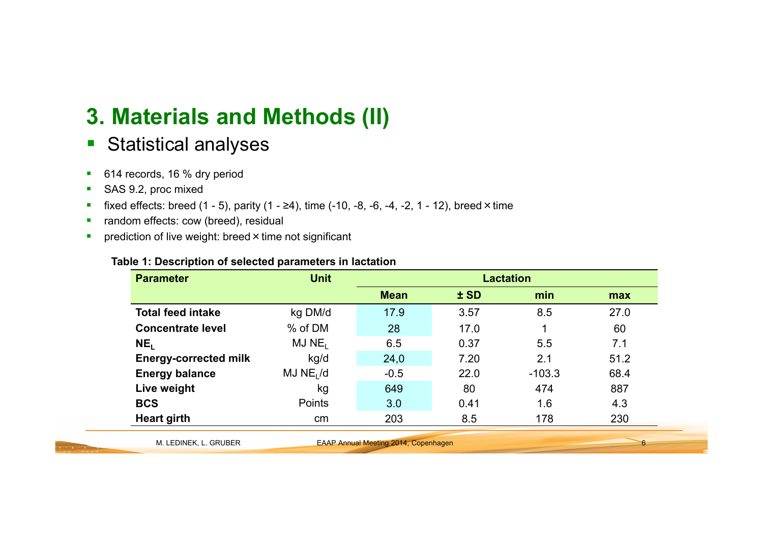# 3. Materials and Methods (II)

## Statistical analyses

- 614 records, 16 % dry period
- SAS 9.2, proc mixed
- fixed effects: breed (1 - 5), parity (1 - ≥4), time (-10, -8, -6, -4, -2, 1 - 12), breed × time
- random effects: cow (breed), residual
- prediction of live weight: breed × time not significant

**Table 1: Description of selected parameters in lactation**

| Parameter | Unit | Lactation | | | |
|---|---|---|---|---|---|
| | | **Mean** | **± SD** | **min** | **max** |
| **Total feed intake** | kg DM/d | 17.9 | 3.57 | 8.5 | 27.0 |
| **Concentrate level** | % of DM | 28 | 17.0 | 1 | 60 |
| **$NE_L$** | MJ $NE_L$ | 6.5 | 0.37 | 5.5 | 7.1 |
| **Energy-corrected milk** | kg/d | 24,0 | 7.20 | 2.1 | 51.2 |
| **Energy balance** | MJ $NE_L$/d | -0.5 | 22.0 | -103.3 | 68.4 |
| **Live weight** | kg | 649 | 80 | 474 | 887 |
| **BCS** | Points | 3.0 | 0.41 | 1.6 | 4.3 |
| **Heart girth** | cm | 203 | 8.5 | 178 | 230 |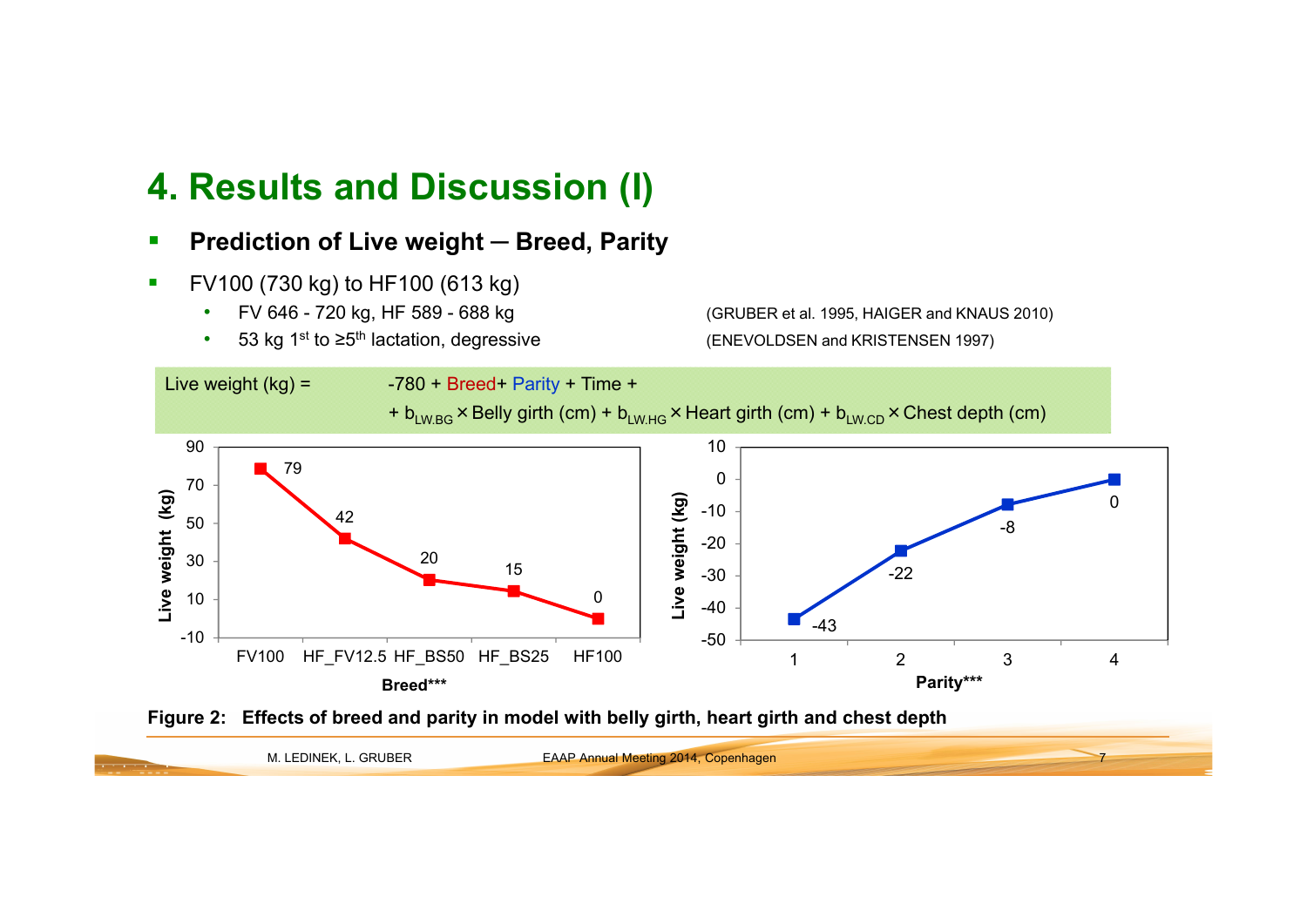# 4. Results and Discussion (I)

- **Prediction of Live weight ─ Breed, Parity**
- FV100 (730 kg) to HF100 (613 kg)
  - FV 646 - 720 kg, HF 589 - 688 kg (GRUBER et al. 1995, HAIGER and KNAUS 2010)
  - 53 kg 1st to ≥5th lactation, degressive (ENEVOLDSEN and KRISTENSEN 1997)

Live weight (kg) = -780 + Breed + Parity + Time + $b_{LW.BG}$ × Belly girth (cm) + $b_{LW.HG}$ × Heart girth (cm) + $b_{LW.CD}$ × Chest depth (cm)

| Breed*** | Live weight (kg) |
|---|---|
| FV100 | 79 |
| HF_FV12.5 | 42 |
| HF_BS50 | 20 |
| HF_BS25 | 15 |
| HF100 | 0 |

| Parity*** | Live weight (kg) |
|---|---|
| 1 | -43 |
| 2 | -22 |
| 3 | -8 |
| 4 | 0 |

**Figure 2: Effects of breed and parity in model with belly girth, heart girth and chest depth**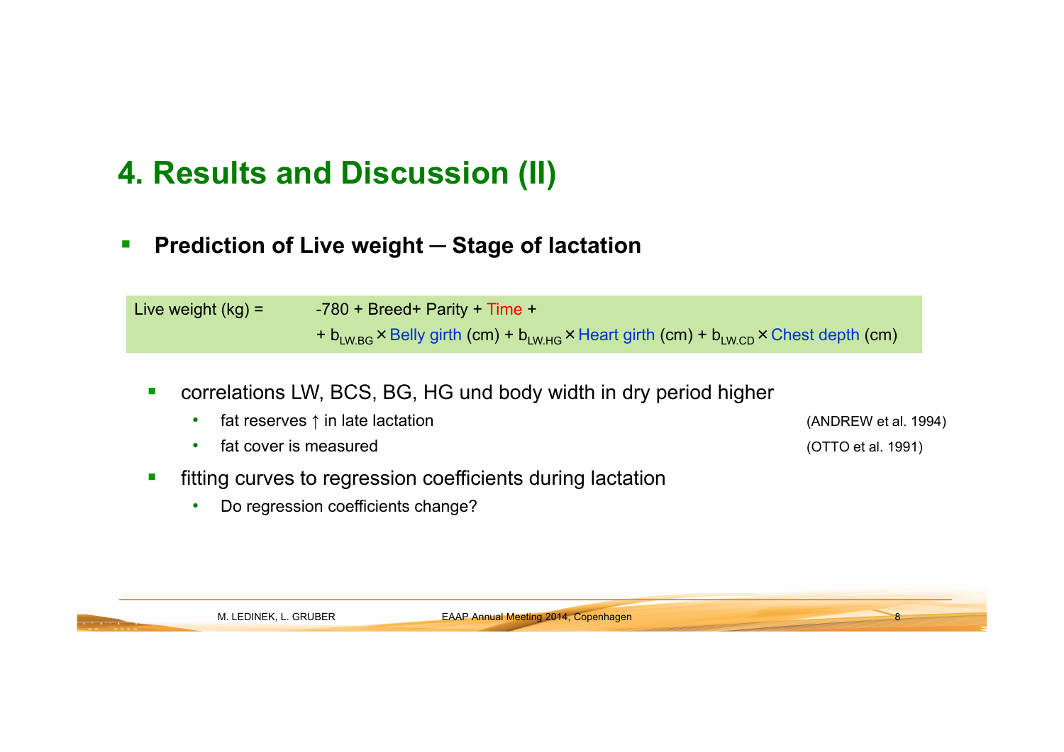# 4. Results and Discussion (II)

- **Prediction of Live weight ─ Stage of lactation**

$$\text{Live weight (kg)} = -780 + \text{Breed} + \text{Parity} + \text{Time} + b_{LW.BG} \times \text{Belly girth (cm)} + b_{LW.HG} \times \text{Heart girth (cm)} + b_{LW.CD} \times \text{Chest depth (cm)}$$

- correlations LW, BCS, BG, HG und body width in dry period higher
  - fat reserves ↑ in late lactation (ANDREW et al. 1994)
  - fat cover is measured (OTTO et al. 1991)
- fitting curves to regression coefficients during lactation
  - Do regression coefficients change?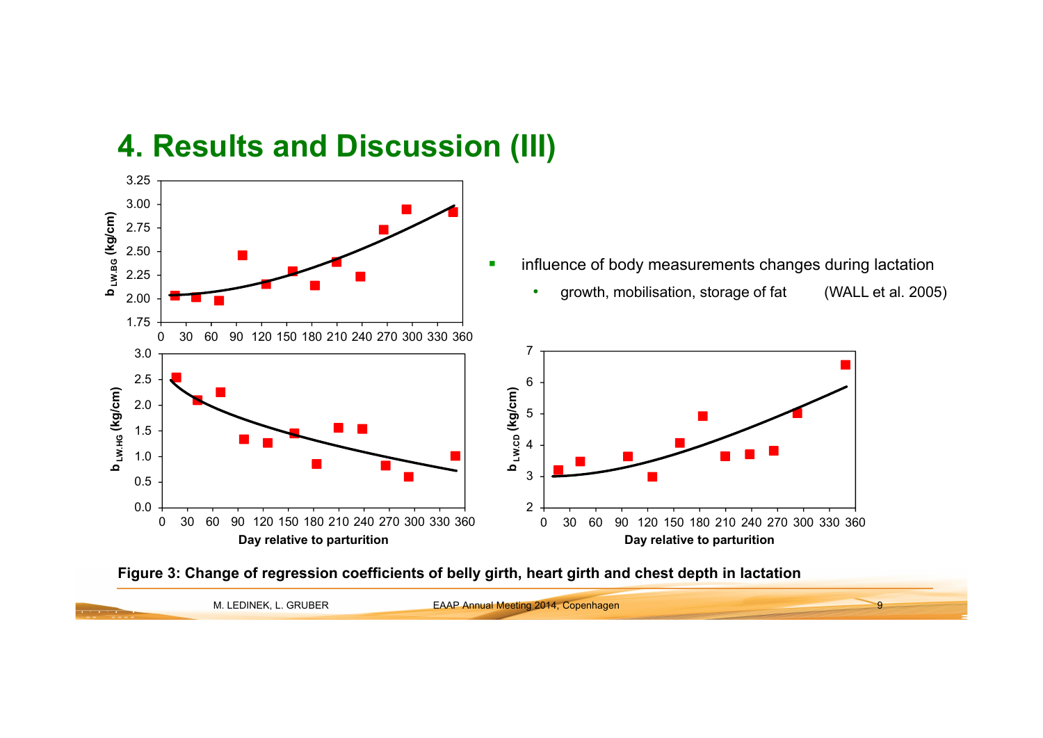# 4. Results and Discussion (III)

- influence of body measurements changes during lactation
  - growth, mobilisation, storage of fat (WALL et al. 2005)

**Figure 3: Change of regression coefficients of belly girth, heart girth and chest depth in lactation**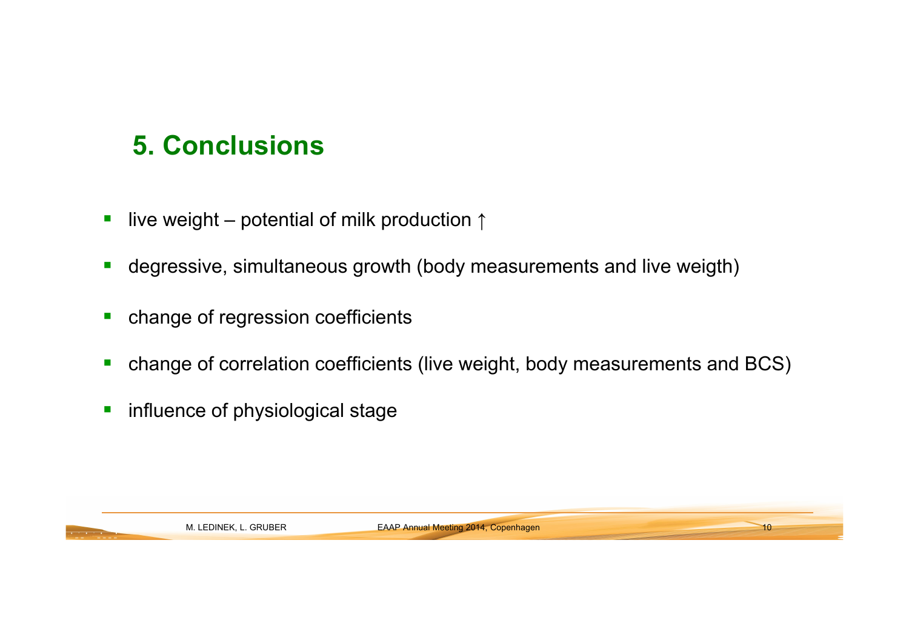## 5. Conclusions

- live weight – potential of milk production ↑
- degressive, simultaneous growth (body measurements and live weigth)
- change of regression coefficients
- change of correlation coefficients (live weight, body measurements and BCS)
- influence of physiological stage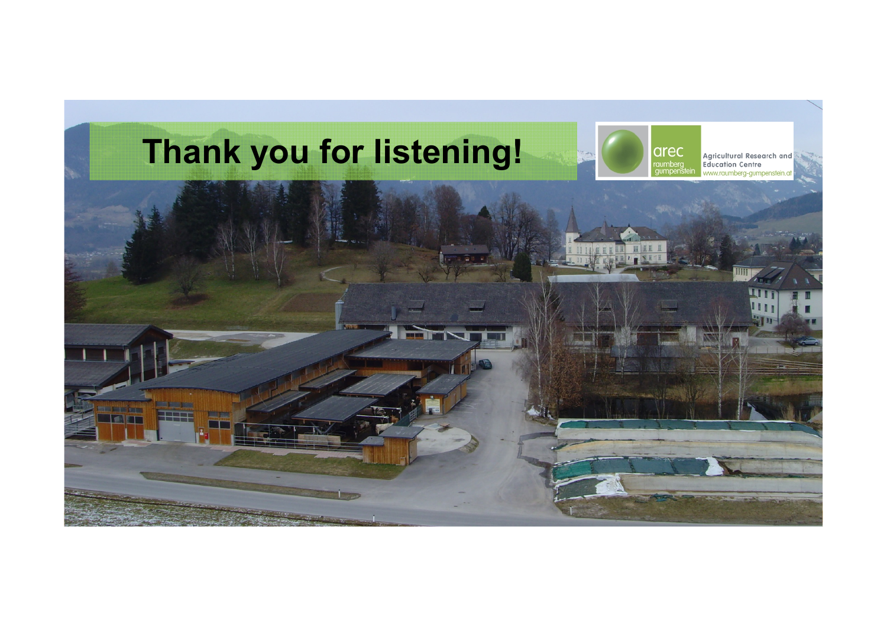# Thank you for listening!

arec raumberg gumpenstein

Agricultural Research and Education Centre

www.raumberg-gumpenstein.at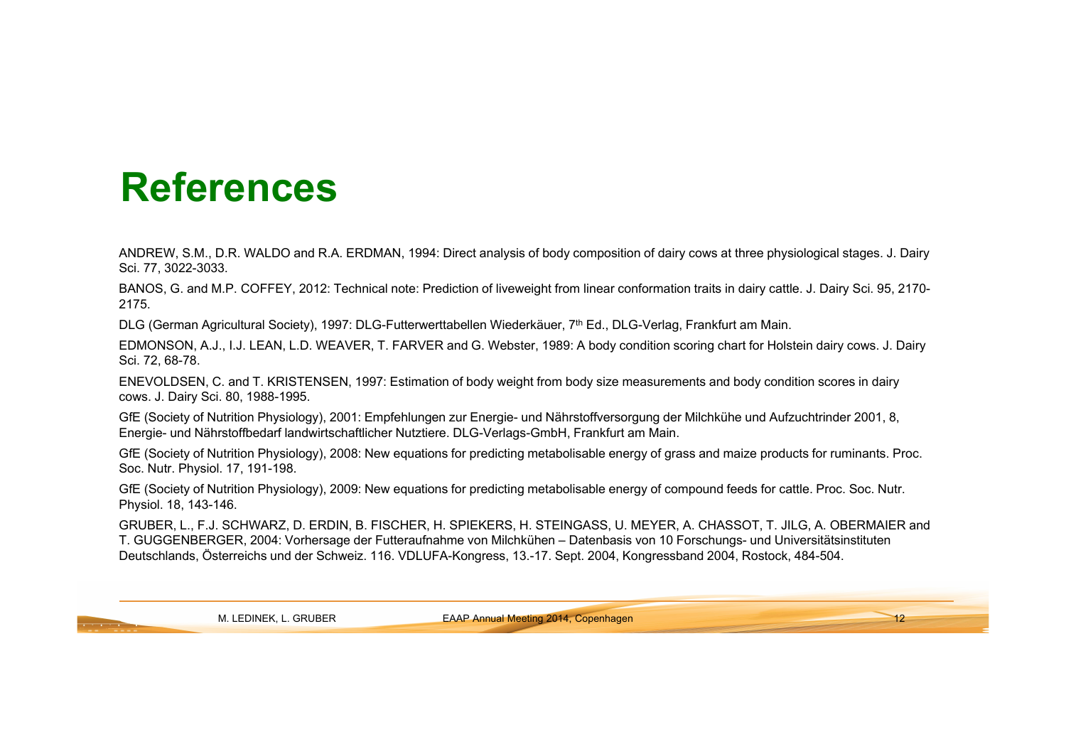# References

ANDREW, S.M., D.R. WALDO and R.A. ERDMAN, 1994: Direct analysis of body composition of dairy cows at three physiological stages. J. Dairy Sci. 77, 3022-3033.

BANOS, G. and M.P. COFFEY, 2012: Technical note: Prediction of liveweight from linear conformation traits in dairy cattle. J. Dairy Sci. 95, 2170-2175.

DLG (German Agricultural Society), 1997: DLG-Futterwerttabellen Wiederkäuer, 7th Ed., DLG-Verlag, Frankfurt am Main.

EDMONSON, A.J., I.J. LEAN, L.D. WEAVER, T. FARVER and G. Webster, 1989: A body condition scoring chart for Holstein dairy cows. J. Dairy Sci. 72, 68-78.

ENEVOLDSEN, C. and T. KRISTENSEN, 1997: Estimation of body weight from body size measurements and body condition scores in dairy cows. J. Dairy Sci. 80, 1988-1995.

GfE (Society of Nutrition Physiology), 2001: Empfehlungen zur Energie- und Nährstoffversorgung der Milchkühe und Aufzuchtrinder 2001, 8, Energie- und Nährstoffbedarf landwirtschaftlicher Nutztiere. DLG-Verlags-GmbH, Frankfurt am Main.

GfE (Society of Nutrition Physiology), 2008: New equations for predicting metabolisable energy of grass and maize products for ruminants. Proc. Soc. Nutr. Physiol. 17, 191-198.

GfE (Society of Nutrition Physiology), 2009: New equations for predicting metabolisable energy of compound feeds for cattle. Proc. Soc. Nutr. Physiol. 18, 143-146.

GRUBER, L., F.J. SCHWARZ, D. ERDIN, B. FISCHER, H. SPIEKERS, H. STEINGASS, U. MEYER, A. CHASSOT, T. JILG, A. OBERMAIER and T. GUGGENBERGER, 2004: Vorhersage der Futteraufnahme von Milchkühen – Datenbasis von 10 Forschungs- und Universitätsinstituten Deutschlands, Österreichs und der Schweiz. 116. VDLUFA-Kongress, 13.-17. Sept. 2004, Kongressband 2004, Rostock, 484-504.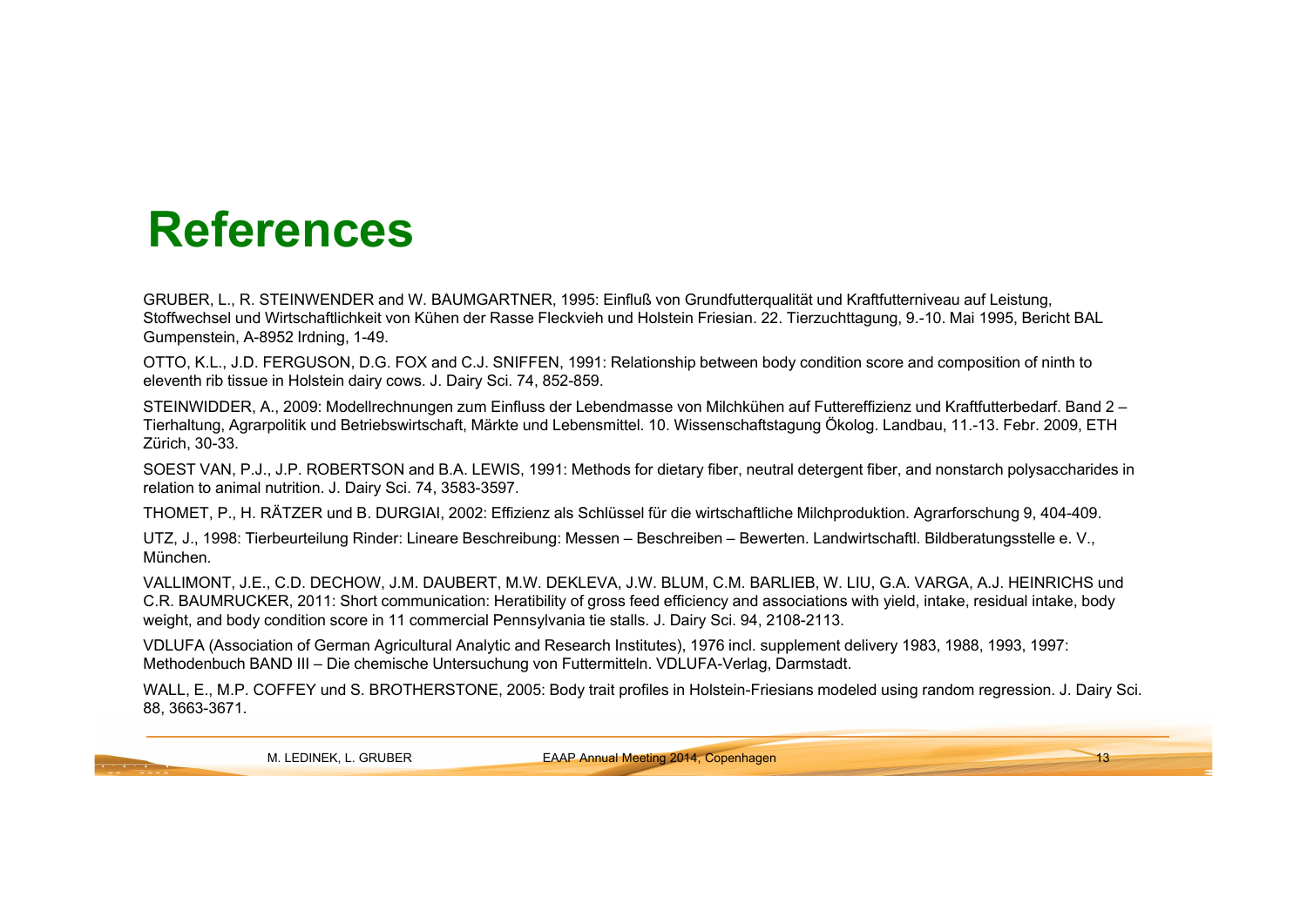# References

GRUBER, L., R. STEINWENDER and W. BAUMGARTNER, 1995: Einfluß von Grundfutterqualität und Kraftfutterniveau auf Leistung, Stoffwechsel und Wirtschaftlichkeit von Kühen der Rasse Fleckvieh und Holstein Friesian. 22. Tierzuchttagung, 9.-10. Mai 1995, Bericht BAL Gumpenstein, A-8952 Irdning, 1-49.

OTTO, K.L., J.D. FERGUSON, D.G. FOX and C.J. SNIFFEN, 1991: Relationship between body condition score and composition of ninth to eleventh rib tissue in Holstein dairy cows. J. Dairy Sci. 74, 852-859.

STEINWIDDER, A., 2009: Modellrechnungen zum Einfluss der Lebendmasse von Milchkühen auf Futtereffizienz und Kraftfutterbedarf. Band 2 – Tierhaltung, Agrarpolitik und Betriebswirtschaft, Märkte und Lebensmittel. 10. Wissenschaftstagung Ökolog. Landbau, 11.-13. Febr. 2009, ETH Zürich, 30-33.

SOEST VAN, P.J., J.P. ROBERTSON and B.A. LEWIS, 1991: Methods for dietary fiber, neutral detergent fiber, and nonstarch polysaccharides in relation to animal nutrition. J. Dairy Sci. 74, 3583-3597.

THOMET, P., H. RÄTZER und B. DURGIAI, 2002: Effizienz als Schlüssel für die wirtschaftliche Milchproduktion. Agrarforschung 9, 404-409.

UTZ, J., 1998: Tierbeurteilung Rinder: Lineare Beschreibung: Messen – Beschreiben – Bewerten. Landwirtschaftl. Bildberatungsstelle e. V., München.

VALLIMONT, J.E., C.D. DECHOW, J.M. DAUBERT, M.W. DEKLEVA, J.W. BLUM, C.M. BARLIEB, W. LIU, G.A. VARGA, A.J. HEINRICHS und C.R. BAUMRUCKER, 2011: Short communication: Heratibility of gross feed efficiency and associations with yield, intake, residual intake, body weight, and body condition score in 11 commercial Pennsylvania tie stalls. J. Dairy Sci. 94, 2108-2113.

VDLUFA (Association of German Agricultural Analytic and Research Institutes), 1976 incl. supplement delivery 1983, 1988, 1993, 1997: Methodenbuch BAND III – Die chemische Untersuchung von Futtermitteln. VDLUFA-Verlag, Darmstadt.

WALL, E., M.P. COFFEY und S. BROTHERSTONE, 2005: Body trait profiles in Holstein-Friesians modeled using random regression. J. Dairy Sci. 88, 3663-3671.